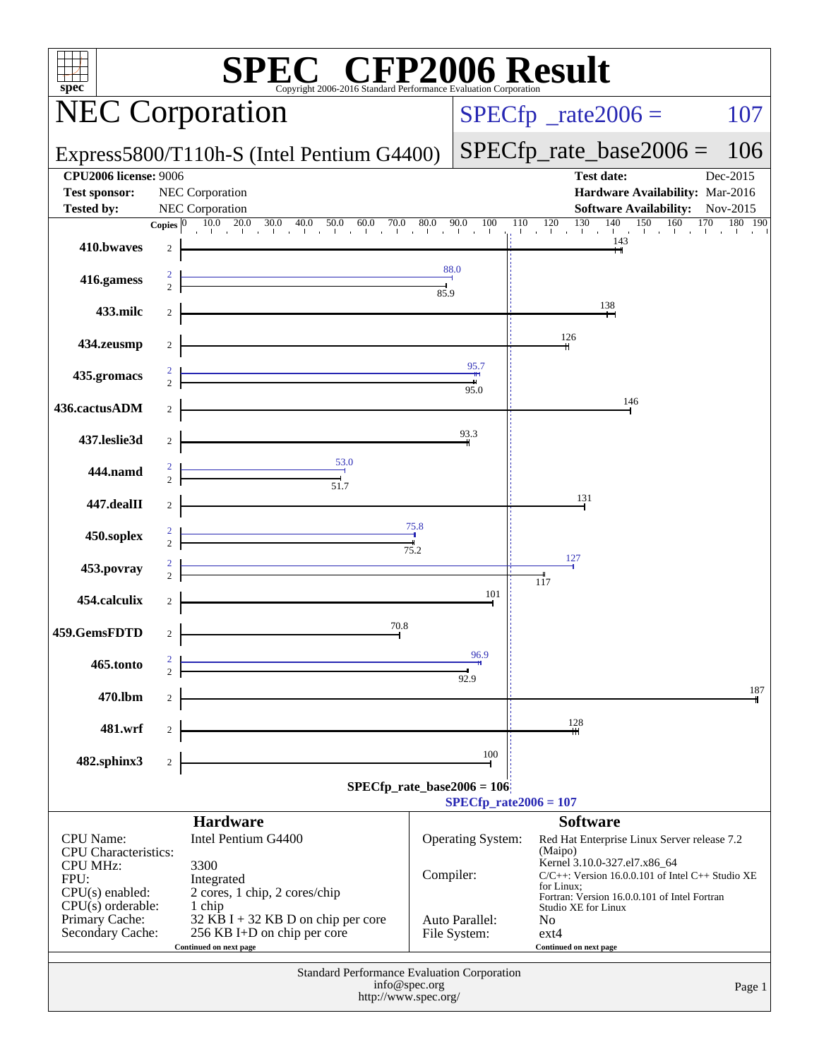# SPEC CFP2006 Result

Copyright 2006-2016 Standard Performance Evaluation Corporation

## NEC Corporation

**Express5800/T110h-S (Intel Pentium G4400)**

SPECfp_rate2006 = 107

SPECfp_rate_base2006 = 106

| | | | |
|---|---|---|---|
| **CPU2006 license:** 9006 | | **Test date:** | Dec-2015 |
| **Test sponsor:** | NEC Corporation | **Hardware Availability:** | Mar-2016 |
| **Tested by:** | NEC Corporation | **Software Availability:** | Nov-2015 |

| Benchmark | Copies (peak) | Copies (base) | Peak | Base |
|---|---|---|---|---|
| 410.bwaves | | 2 | | 143 |
| 416.gamess | 2 | 2 | 88.0 | 85.9 |
| 433.milc | | 2 | | 138 |
| 434.zeusmp | | 2 | | 126 |
| 435.gromacs | 2 | 2 | 95.7 | 95.0 |
| 436.cactusADM | | 2 | | 146 |
| 437.leslie3d | | 2 | | 93.3 |
| 444.namd | 2 | 2 | 53.0 | 51.7 |
| 447.dealII | | 2 | | 131 |
| 450.soplex | 2 | 2 | 75.8 | 75.2 |
| 453.povray | 2 | 2 | 127 | 117 |
| 454.calculix | | 2 | | 101 |
| 459.GemsFDTD | | 2 | | 70.8 |
| 465.tonto | 2 | 2 | 96.9 | 92.9 |
| 470.lbm | | 2 | | 187 |
| 481.wrf | | 2 | | 128 |
| 482.sphinx3 | | 2 | | 100 |

SPECfp_rate_base2006 = 106

SPECfp_rate2006 = 107

### Hardware

| | |
|---|---|
| CPU Name: | Intel Pentium G4400 |
| CPU Characteristics: | |
| CPU MHz: | 3300 |
| FPU: | Integrated |
| CPU(s) enabled: | 2 cores, 1 chip, 2 cores/chip |
| CPU(s) orderable: | 1 chip |
| Primary Cache: | 32 KB I + 32 KB D on chip per core |
| Secondary Cache: | 256 KB I+D on chip per core |

Continued on next page

### Software

| | |
|---|---|
| Operating System: | Red Hat Enterprise Linux Server release 7.2 (Maipo) Kernel 3.10.0-327.el7.x86_64 |
| Compiler: | C/C++: Version 16.0.0.101 of Intel C++ Studio XE for Linux; Fortran: Version 16.0.0.101 of Intel Fortran Studio XE for Linux |
| Auto Parallel: | No |
| File System: | ext4 |

Continued on next page

Standard Performance Evaluation Corporation
info@spec.org
http://www.spec.org/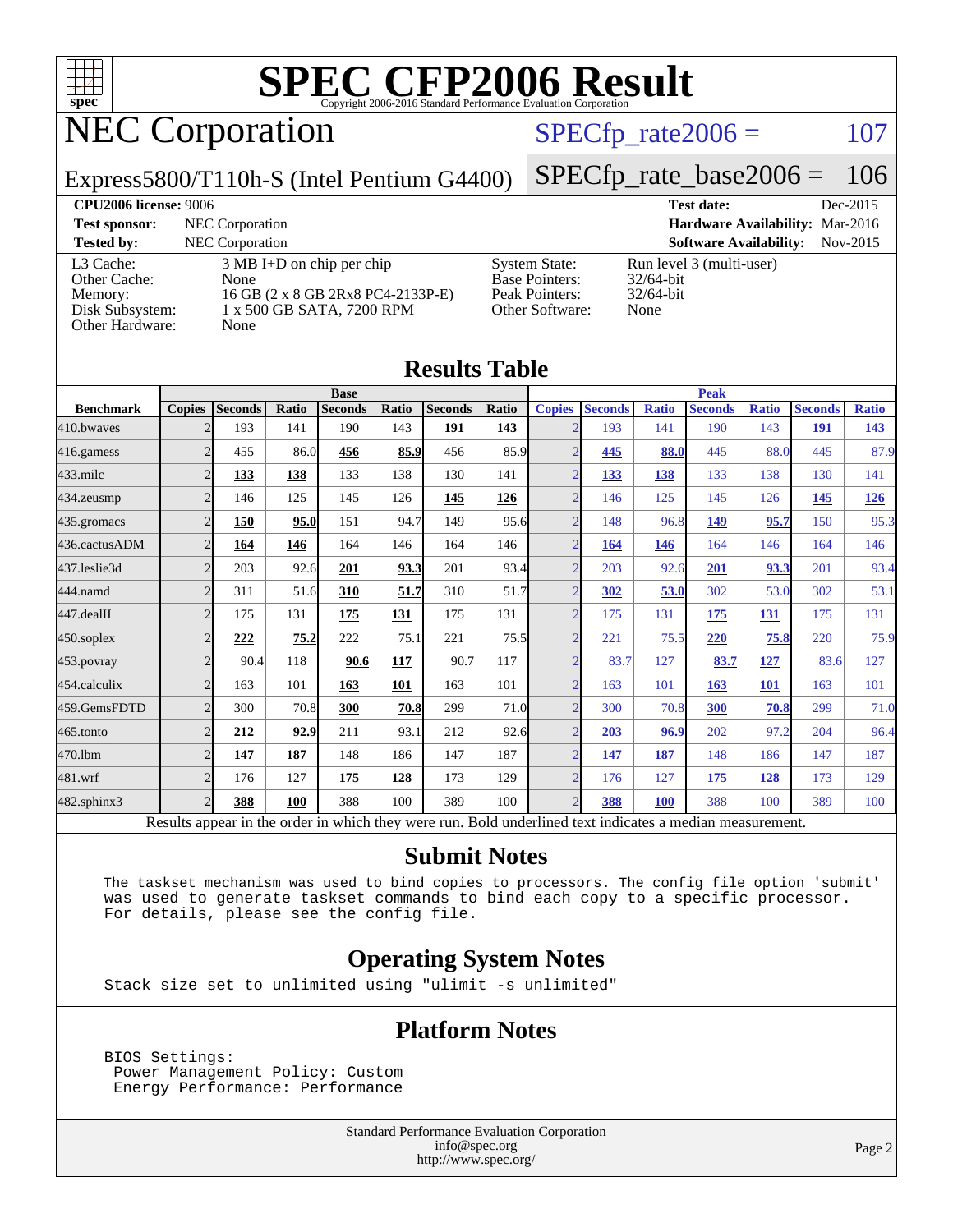# SPEC CFP2006 Result

Copyright 2006-2016 Standard Performance Evaluation Corporation

## NEC Corporation

Express5800/T110h-S (Intel Pentium G4400)

SPECfp_rate2006 = 107

SPECfp_rate_base2006 = 106

| | | | |
|---|---|---|---|
| **CPU2006 license:** 9006 | | **Test date:** | Dec-2015 |
| **Test sponsor:** | NEC Corporation | **Hardware Availability:** | Mar-2016 |
| **Tested by:** | NEC Corporation | **Software Availability:** | Nov-2015 |

| | | | |
|---|---|---|---|
| L3 Cache: | 3 MB I+D on chip per chip | System State: | Run level 3 (multi-user) |
| Other Cache: | None | Base Pointers: | 32/64-bit |
| Memory: | 16 GB (2 x 8 GB 2Rx8 PC4-2133P-E) | Peak Pointers: | 32/64-bit |
| Disk Subsystem: | 1 x 500 GB SATA, 7200 RPM | Other Software: | None |
| Other Hardware: | None | | |

## Results Table

| | Base | | | | | | | Peak | | | | | | |
|---|---|---|---|---|---|---|---|---|---|---|---|---|---|---|
| **Benchmark** | **Copies** | **Seconds** | **Ratio** | **Seconds** | **Ratio** | **Seconds** | **Ratio** | **Copies** | **Seconds** | **Ratio** | **Seconds** | **Ratio** | **Seconds** | **Ratio** |
| 410.bwaves | 2 | 193 | 141 | 190 | 143 | **191** | **143** | 2 | 193 | 141 | 190 | 143 | **191** | **143** |
| 416.gamess | 2 | 455 | 86.0 | **456** | **85.9** | 456 | 85.9 | 2 | **445** | **88.0** | 445 | 88.0 | 445 | 87.9 |
| 433.milc | 2 | **133** | **138** | 133 | 138 | 130 | 141 | 2 | **133** | **138** | 133 | 138 | 130 | 141 |
| 434.zeusmp | 2 | 146 | 125 | 145 | 126 | **145** | **126** | 2 | 146 | 125 | 145 | 126 | **145** | **126** |
| 435.gromacs | 2 | **150** | **95.0** | 151 | 94.7 | 149 | 95.6 | 2 | 148 | 96.8 | **149** | **95.7** | 150 | 95.3 |
| 436.cactusADM | 2 | **164** | **146** | 164 | 146 | 164 | 146 | 2 | **164** | **146** | 164 | 146 | 164 | 146 |
| 437.leslie3d | 2 | 203 | 92.6 | **201** | **93.3** | 201 | 93.4 | 2 | 203 | 92.6 | **201** | **93.3** | 201 | 93.4 |
| 444.namd | 2 | 311 | 51.6 | **310** | **51.7** | 310 | 51.7 | 2 | **302** | **53.0** | 302 | 53.0 | 302 | 53.1 |
| 447.dealII | 2 | 175 | 131 | **175** | **131** | 175 | 131 | 2 | 175 | 131 | **175** | **131** | 175 | 131 |
| 450.soplex | 2 | **222** | **75.2** | 222 | 75.1 | 221 | 75.5 | 2 | 221 | 75.5 | **220** | **75.8** | 220 | 75.9 |
| 453.povray | 2 | 90.4 | 118 | **90.6** | **117** | 90.7 | 117 | 2 | 83.7 | 127 | **83.7** | **127** | 83.6 | 127 |
| 454.calculix | 2 | 163 | 101 | **163** | **101** | 163 | 101 | 2 | 163 | 101 | **163** | **101** | 163 | 101 |
| 459.GemsFDTD | 2 | 300 | 70.8 | **300** | **70.8** | 299 | 71.0 | 2 | 300 | 70.8 | **300** | **70.8** | 299 | 71.0 |
| 465.tonto | 2 | **212** | **92.9** | 211 | 93.1 | 212 | 92.6 | 2 | **203** | **96.9** | 202 | 97.2 | 204 | 96.4 |
| 470.lbm | 2 | **147** | **187** | 148 | 186 | 147 | 187 | 2 | **147** | **187** | 148 | 186 | 147 | 187 |
| 481.wrf | 2 | 176 | 127 | **175** | **128** | 173 | 129 | 2 | 176 | 127 | **175** | **128** | 173 | 129 |
| 482.sphinx3 | 2 | **388** | **100** | 388 | 100 | 389 | 100 | 2 | **388** | **100** | 388 | 100 | 389 | 100 |

Results appear in the order in which they were run. Bold underlined text indicates a median measurement.

## Submit Notes

```
The taskset mechanism was used to bind copies to processors. The config file option 'submit'
was used to generate taskset commands to bind each copy to a specific processor.
For details, please see the config file.
```

## Operating System Notes

```
Stack size set to unlimited using "ulimit -s unlimited"
```

## Platform Notes

```
BIOS Settings:
 Power Management Policy: Custom
 Energy Performance: Performance
```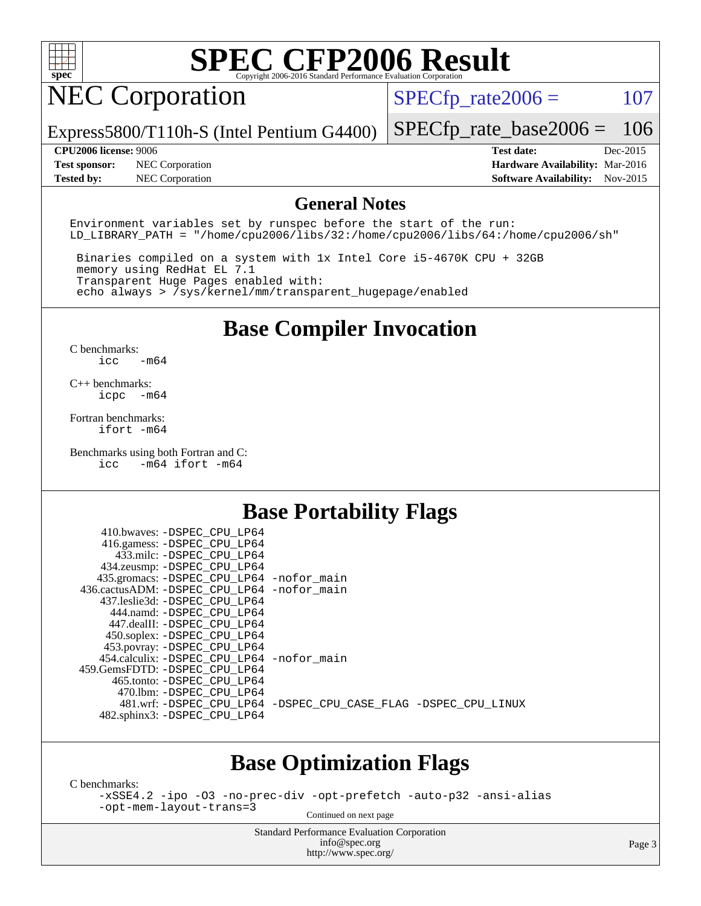# SPEC CFP2006 Result

Copyright 2006-2016 Standard Performance Evaluation Corporation

## NEC Corporation

Express5800/T110h-S (Intel Pentium G4400)

SPECfp_rate2006 = 107

SPECfp_rate_base2006 = 106

| | | | |
|---|---|---|---|
| **CPU2006 license:** 9006 | | **Test date:** | Dec-2015 |
| **Test sponsor:** | NEC Corporation | **Hardware Availability:** | Mar-2016 |
| **Tested by:** | NEC Corporation | **Software Availability:** | Nov-2015 |

## General Notes

```
Environment variables set by runspec before the start of the run:
LD_LIBRARY_PATH = "/home/cpu2006/libs/32:/home/cpu2006/libs/64:/home/cpu2006/sh"

 Binaries compiled on a system with 1x Intel Core i5-4670K CPU + 32GB
 memory using RedHat EL 7.1
 Transparent Huge Pages enabled with:
 echo always > /sys/kernel/mm/transparent_hugepage/enabled
```

## Base Compiler Invocation

C benchmarks:
```
icc   -m64
```

C++ benchmarks:
```
icpc  -m64
```

Fortran benchmarks:
```
ifort -m64
```

Benchmarks using both Fortran and C:
```
icc   -m64 ifort -m64
```

## Base Portability Flags

```
    410.bwaves: -DSPEC_CPU_LP64
    416.gamess: -DSPEC_CPU_LP64
      433.milc: -DSPEC_CPU_LP64
    434.zeusmp: -DSPEC_CPU_LP64
   435.gromacs: -DSPEC_CPU_LP64 -nofor_main
436.cactusADM: -DSPEC_CPU_LP64 -nofor_main
  437.leslie3d: -DSPEC_CPU_LP64
      444.namd: -DSPEC_CPU_LP64
    447.dealII: -DSPEC_CPU_LP64
    450.soplex: -DSPEC_CPU_LP64
    453.povray: -DSPEC_CPU_LP64
  454.calculix: -DSPEC_CPU_LP64 -nofor_main
 459.GemsFDTD: -DSPEC_CPU_LP64
     465.tonto: -DSPEC_CPU_LP64
       470.lbm: -DSPEC_CPU_LP64
       481.wrf: -DSPEC_CPU_LP64 -DSPEC_CPU_CASE_FLAG -DSPEC_CPU_LINUX
   482.sphinx3: -DSPEC_CPU_LP64
```

## Base Optimization Flags

C benchmarks:
```
-xSSE4.2 -ipo -O3 -no-prec-div -opt-prefetch -auto-p32 -ansi-alias
-opt-mem-layout-trans=3
```

Continued on next page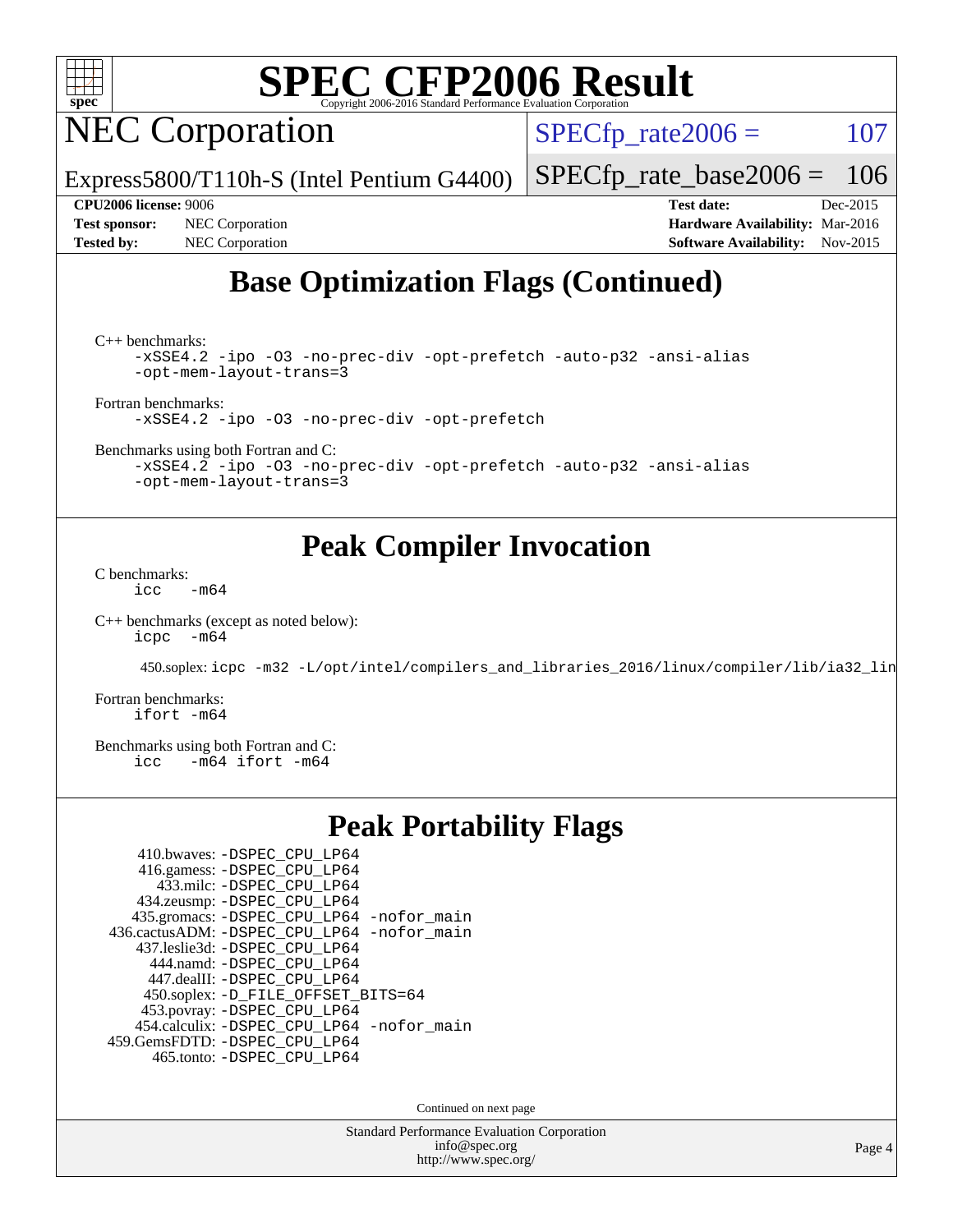# SPEC CFP2006 Result

Copyright 2006-2016 Standard Performance Evaluation Corporation

## NEC Corporation

Express5800/T110h-S (Intel Pentium G4400)

SPECfp_rate2006 = 107

SPECfp_rate_base2006 = 106

**CPU2006 license:** 9006
**Test sponsor:** NEC Corporation
**Tested by:** NEC Corporation

**Test date:** Dec-2015
**Hardware Availability:** Mar-2016
**Software Availability:** Nov-2015

## Base Optimization Flags (Continued)

C++ benchmarks:

```
-xSSE4.2 -ipo -O3 -no-prec-div -opt-prefetch -auto-p32 -ansi-alias
-opt-mem-layout-trans=3
```

Fortran benchmarks:

```
-xSSE4.2 -ipo -O3 -no-prec-div -opt-prefetch
```

Benchmarks using both Fortran and C:

```
-xSSE4.2 -ipo -O3 -no-prec-div -opt-prefetch -auto-p32 -ansi-alias
-opt-mem-layout-trans=3
```

## Peak Compiler Invocation

C benchmarks:

```
icc   -m64
```

C++ benchmarks (except as noted below):

```
icpc  -m64
```

450.soplex: `icpc -m32 -L/opt/intel/compilers_and_libraries_2016/linux/compiler/lib/ia32_lin`

Fortran benchmarks:

```
ifort -m64
```

Benchmarks using both Fortran and C:

```
icc   -m64 ifort -m64
```

## Peak Portability Flags

410.bwaves: -DSPEC_CPU_LP64
416.gamess: -DSPEC_CPU_LP64
433.milc: -DSPEC_CPU_LP64
434.zeusmp: -DSPEC_CPU_LP64
435.gromacs: -DSPEC_CPU_LP64 -nofor_main
436.cactusADM: -DSPEC_CPU_LP64 -nofor_main
437.leslie3d: -DSPEC_CPU_LP64
444.namd: -DSPEC_CPU_LP64
447.dealII: -DSPEC_CPU_LP64
450.soplex: -D_FILE_OFFSET_BITS=64
453.povray: -DSPEC_CPU_LP64
454.calculix: -DSPEC_CPU_LP64 -nofor_main
459.GemsFDTD: -DSPEC_CPU_LP64
465.tonto: -DSPEC_CPU_LP64

Continued on next page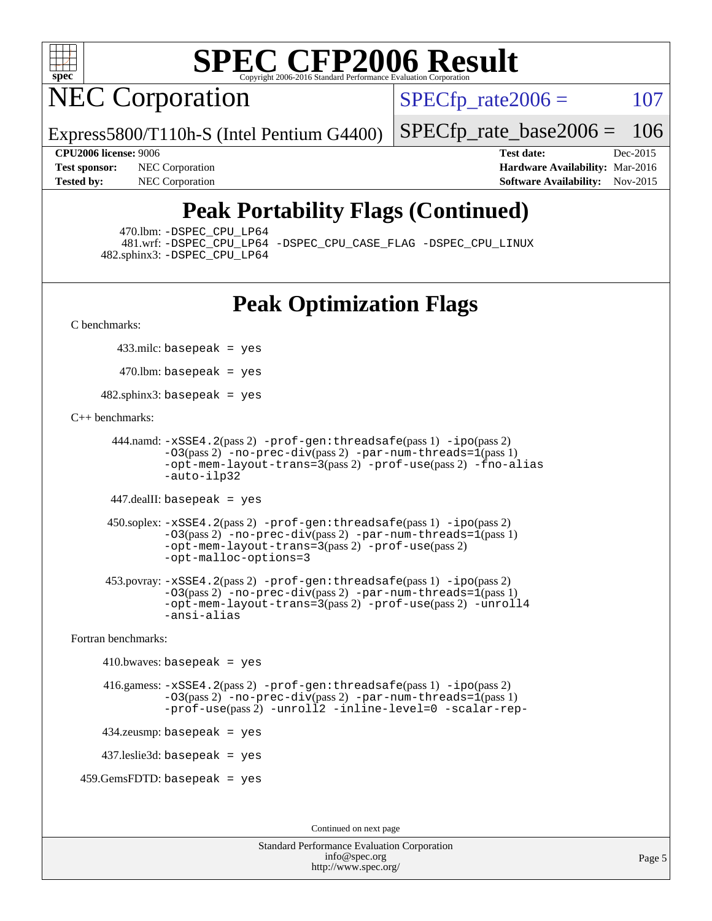# SPEC CFP2006 Result

Copyright 2006-2016 Standard Performance Evaluation Corporation

## NEC Corporation

Express5800/T110h-S (Intel Pentium G4400)

SPECfp_rate2006 = 107

SPECfp_rate_base2006 = 106

| | | | |
|---|---|---|---|
| **CPU2006 license:** 9006 | | **Test date:** | Dec-2015 |
| **Test sponsor:** | NEC Corporation | **Hardware Availability:** | Mar-2016 |
| **Tested by:** | NEC Corporation | **Software Availability:** | Nov-2015 |

## Peak Portability Flags (Continued)

470.lbm: -DSPEC_CPU_LP64
481.wrf: -DSPEC_CPU_LP64 -DSPEC_CPU_CASE_FLAG -DSPEC_CPU_LINUX
482.sphinx3: -DSPEC_CPU_LP64

## Peak Optimization Flags

C benchmarks:

433.milc: basepeak = yes

470.lbm: basepeak = yes

482.sphinx3: basepeak = yes

C++ benchmarks:

444.namd: -xSSE4.2(pass 2) -prof-gen:threadsafe(pass 1) -ipo(pass 2) -O3(pass 2) -no-prec-div(pass 2) -par-num-threads=1(pass 1) -opt-mem-layout-trans=3(pass 2) -prof-use(pass 2) -fno-alias -auto-ilp32

447.dealII: basepeak = yes

450.soplex: -xSSE4.2(pass 2) -prof-gen:threadsafe(pass 1) -ipo(pass 2) -O3(pass 2) -no-prec-div(pass 2) -par-num-threads=1(pass 1) -opt-mem-layout-trans=3(pass 2) -prof-use(pass 2) -opt-malloc-options=3

453.povray: -xSSE4.2(pass 2) -prof-gen:threadsafe(pass 1) -ipo(pass 2) -O3(pass 2) -no-prec-div(pass 2) -par-num-threads=1(pass 1) -opt-mem-layout-trans=3(pass 2) -prof-use(pass 2) -unroll4 -ansi-alias

Fortran benchmarks:

410.bwaves: basepeak = yes

416.gamess: -xSSE4.2(pass 2) -prof-gen:threadsafe(pass 1) -ipo(pass 2) -O3(pass 2) -no-prec-div(pass 2) -par-num-threads=1(pass 1) -prof-use(pass 2) -unroll2 -inline-level=0 -scalar-rep-

434.zeusmp: basepeak = yes

437.leslie3d: basepeak = yes

459.GemsFDTD: basepeak = yes

Continued on next page

Standard Performance Evaluation Corporation
info@spec.org
http://www.spec.org/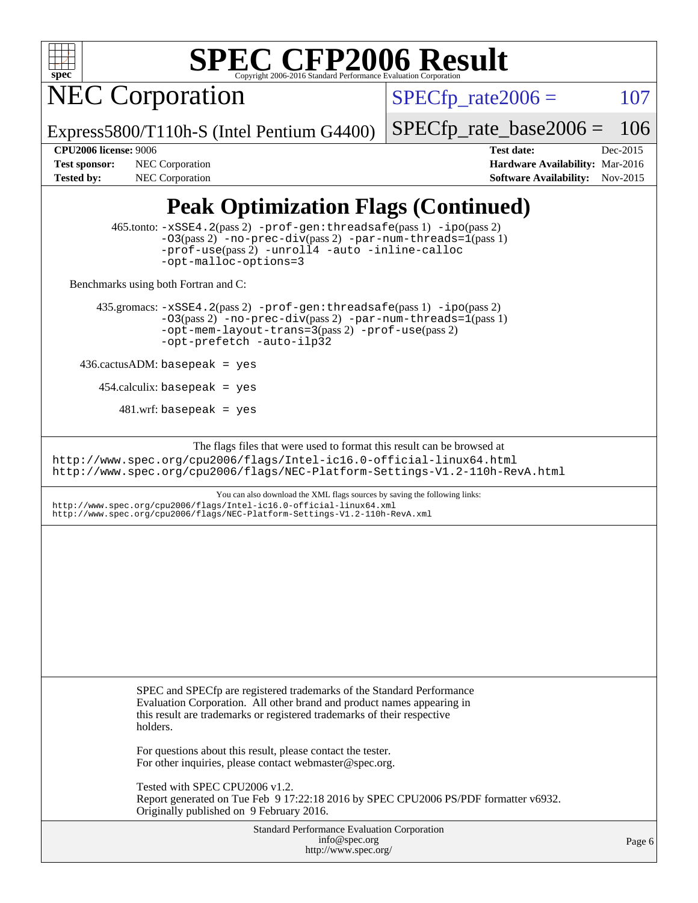# SPEC CFP2006 Result

Copyright 2006-2016 Standard Performance Evaluation Corporation

**NEC Corporation**

Express5800/T110h-S (Intel Pentium G4400)

SPECfp_rate2006 = 107

SPECfp_rate_base2006 = 106

**CPU2006 license:** 9006
**Test sponsor:** NEC Corporation
**Tested by:** NEC Corporation

**Test date:** Dec-2015
**Hardware Availability:** Mar-2016
**Software Availability:** Nov-2015

## Peak Optimization Flags (Continued)

465.tonto: -xSSE4.2(pass 2) -prof-gen:threadsafe(pass 1) -ipo(pass 2) -O3(pass 2) -no-prec-div(pass 2) -par-num-threads=1(pass 1) -prof-use(pass 2) -unroll4 -auto -inline-calloc -opt-malloc-options=3

Benchmarks using both Fortran and C:

435.gromacs: -xSSE4.2(pass 2) -prof-gen:threadsafe(pass 1) -ipo(pass 2) -O3(pass 2) -no-prec-div(pass 2) -par-num-threads=1(pass 1) -opt-mem-layout-trans=3(pass 2) -prof-use(pass 2) -opt-prefetch -auto-ilp32

436.cactusADM: basepeak = yes

454.calculix: basepeak = yes

481.wrf: basepeak = yes

The flags files that were used to format this result can be browsed at
http://www.spec.org/cpu2006/flags/Intel-ic16.0-official-linux64.html
http://www.spec.org/cpu2006/flags/NEC-Platform-Settings-V1.2-110h-RevA.html

You can also download the XML flags sources by saving the following links:
http://www.spec.org/cpu2006/flags/Intel-ic16.0-official-linux64.xml
http://www.spec.org/cpu2006/flags/NEC-Platform-Settings-V1.2-110h-RevA.xml

SPEC and SPECfp are registered trademarks of the Standard Performance Evaluation Corporation. All other brand and product names appearing in this result are trademarks or registered trademarks of their respective holders.

For questions about this result, please contact the tester.
For other inquiries, please contact webmaster@spec.org.

Tested with SPEC CPU2006 v1.2.
Report generated on Tue Feb 9 17:22:18 2016 by SPEC CPU2006 PS/PDF formatter v6932.
Originally published on 9 February 2016.

Standard Performance Evaluation Corporation
info@spec.org
http://www.spec.org/